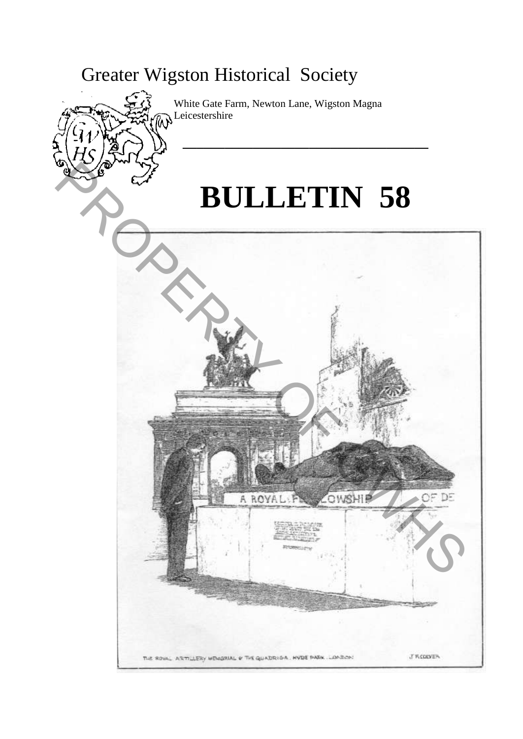# Greater Wigston Historical Society

White Gate Farm, Newton Lane, Wigston Magna
Leicestershire

# BULLETIN 58

THE ROYAL ARTILLERY MEMORIAL & THE QUADRIGA . HYDE PARK . LONDON

J R COLYER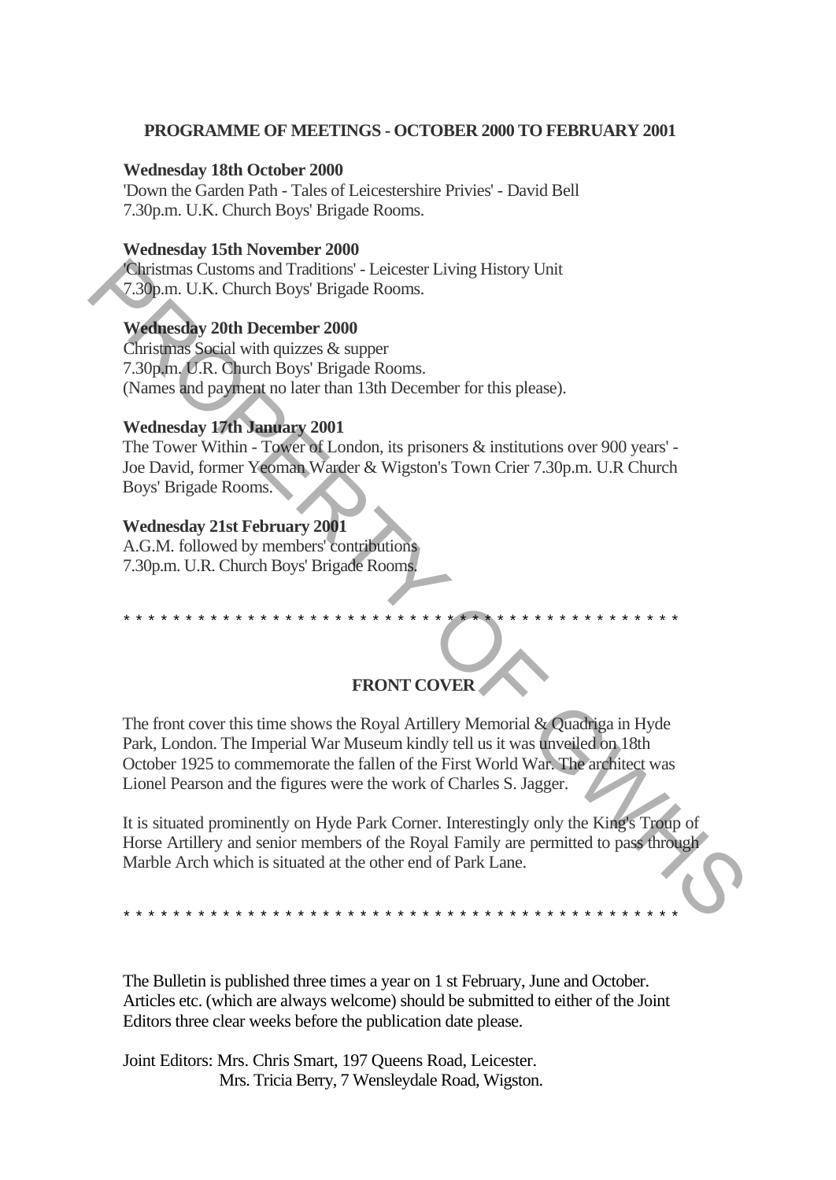**PROGRAMME OF MEETINGS - OCTOBER 2000 TO FEBRUARY 2001**

**Wednesday 18th October 2000**
'Down the Garden Path - Tales of Leicestershire Privies' - David Bell
7.30p.m. U.K. Church Boys' Brigade Rooms.

**Wednesday 15th November 2000**
'Christmas Customs and Traditions' - Leicester Living History Unit
7.30p.m. U.K. Church Boys' Brigade Rooms.

**Wednesday 20th December 2000**
Christmas Social with quizzes & supper
7.30p.m. U.R. Church Boys' Brigade Rooms.
(Names and payment no later than 13th December for this please).

**Wednesday 17th January 2001**
The Tower Within - Tower of London, its prisoners & institutions over 900 years' - Joe David, former Yeoman Warder & Wigston's Town Crier 7.30p.m. U.R Church Boys' Brigade Rooms.

**Wednesday 21st February 2001**
A.G.M. followed by members' contributions
7.30p.m. U.R. Church Boys' Brigade Rooms.

* * * * * * * * * * * * * * * * * * * * * * * * * * * * * * * * * * * * * * * * * * * * * * * *

**FRONT COVER**

The front cover this time shows the Royal Artillery Memorial & Quadriga in Hyde Park, London. The Imperial War Museum kindly tell us it was unveiled on 18th October 1925 to commemorate the fallen of the First World War. The architect was Lionel Pearson and the figures were the work of Charles S. Jagger.

It is situated prominently on Hyde Park Corner. Interestingly only the King's Troup of Horse Artillery and senior members of the Royal Family are permitted to pass through Marble Arch which is situated at the other end of Park Lane.

* * * * * * * * * * * * * * * * * * * * * * * * * * * * * * * * * * * * * * * * * * * * * * * *

The Bulletin is published three times a year on 1 st February, June and October. Articles etc. (which are always welcome) should be submitted to either of the Joint Editors three clear weeks before the publication date please.

Joint Editors: Mrs. Chris Smart, 197 Queens Road, Leicester.
Mrs. Tricia Berry, 7 Wensleydale Road, Wigston.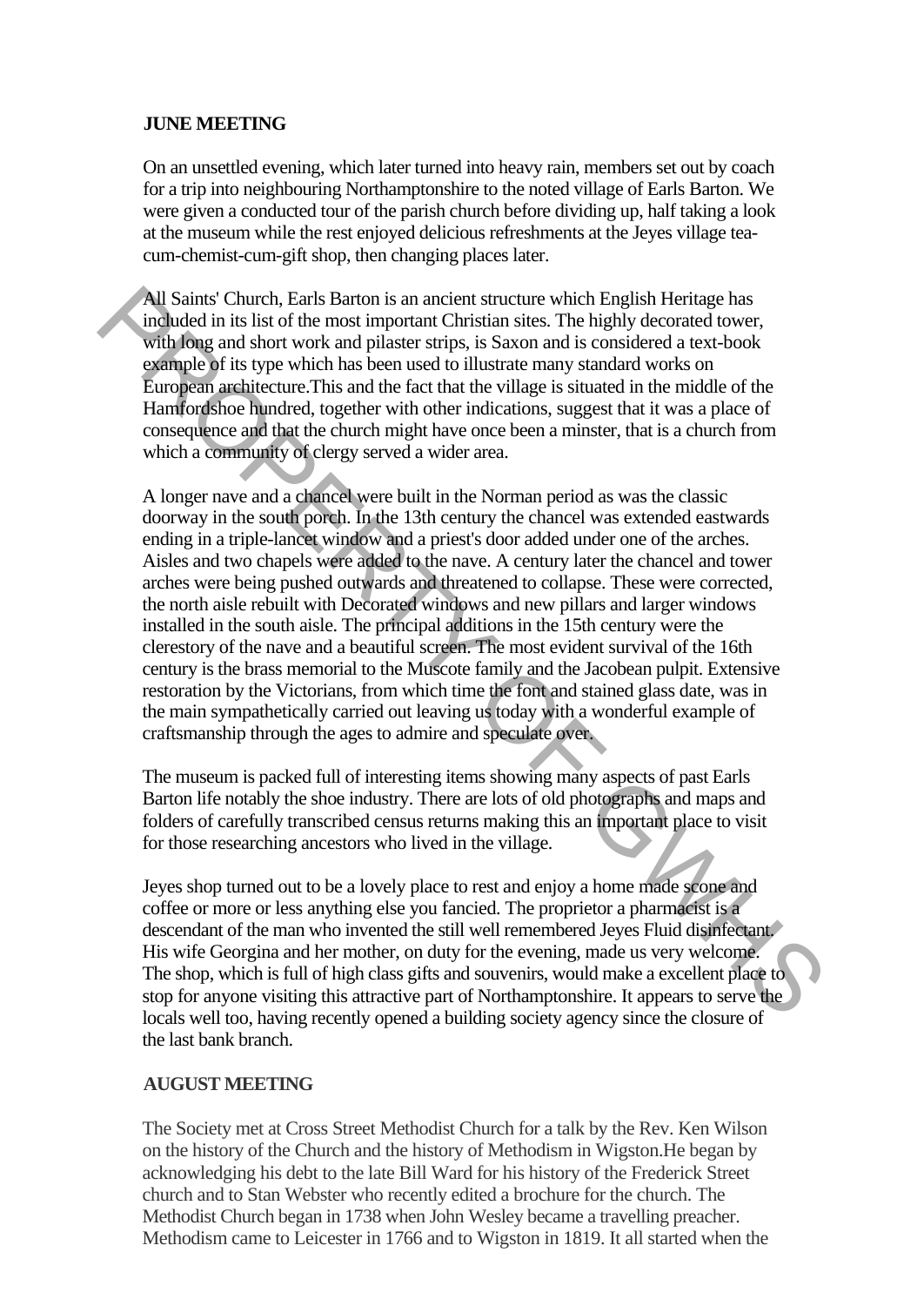## JUNE MEETING

On an unsettled evening, which later turned into heavy rain, members set out by coach for a trip into neighbouring Northamptonshire to the noted village of Earls Barton. We were given a conducted tour of the parish church before dividing up, half taking a look at the museum while the rest enjoyed delicious refreshments at the Jeyes village tea-cum-chemist-cum-gift shop, then changing places later.

All Saints' Church, Earls Barton is an ancient structure which English Heritage has included in its list of the most important Christian sites. The highly decorated tower, with long and short work and pilaster strips, is Saxon and is considered a text-book example of its type which has been used to illustrate many standard works on European architecture.This and the fact that the village is situated in the middle of the Hamfordshoe hundred, together with other indications, suggest that it was a place of consequence and that the church might have once been a minster, that is a church from which a community of clergy served a wider area.

A longer nave and a chancel were built in the Norman period as was the classic doorway in the south porch. In the 13th century the chancel was extended eastwards ending in a triple-lancet window and a priest's door added under one of the arches. Aisles and two chapels were added to the nave. A century later the chancel and tower arches were being pushed outwards and threatened to collapse. These were corrected, the north aisle rebuilt with Decorated windows and new pillars and larger windows installed in the south aisle. The principal additions in the 15th century were the clerestory of the nave and a beautiful screen. The most evident survival of the 16th century is the brass memorial to the Muscote family and the Jacobean pulpit. Extensive restoration by the Victorians, from which time the font and stained glass date, was in the main sympathetically carried out leaving us today with a wonderful example of craftsmanship through the ages to admire and speculate over.

The museum is packed full of interesting items showing many aspects of past Earls Barton life notably the shoe industry. There are lots of old photographs and maps and folders of carefully transcribed census returns making this an important place to visit for those researching ancestors who lived in the village.

Jeyes shop turned out to be a lovely place to rest and enjoy a home made scone and coffee or more or less anything else you fancied. The proprietor a pharmacist is a descendant of the man who invented the still well remembered Jeyes Fluid disinfectant. His wife Georgina and her mother, on duty for the evening, made us very welcome. The shop, which is full of high class gifts and souvenirs, would make a excellent place to stop for anyone visiting this attractive part of Northamptonshire. It appears to serve the locals well too, having recently opened a building society agency since the closure of the last bank branch.

## AUGUST MEETING

The Society met at Cross Street Methodist Church for a talk by the Rev. Ken Wilson on the history of the Church and the history of Methodism in Wigston.He began by acknowledging his debt to the late Bill Ward for his history of the Frederick Street church and to Stan Webster who recently edited a brochure for the church. The Methodist Church began in 1738 when John Wesley became a travelling preacher. Methodism came to Leicester in 1766 and to Wigston in 1819. It all started when the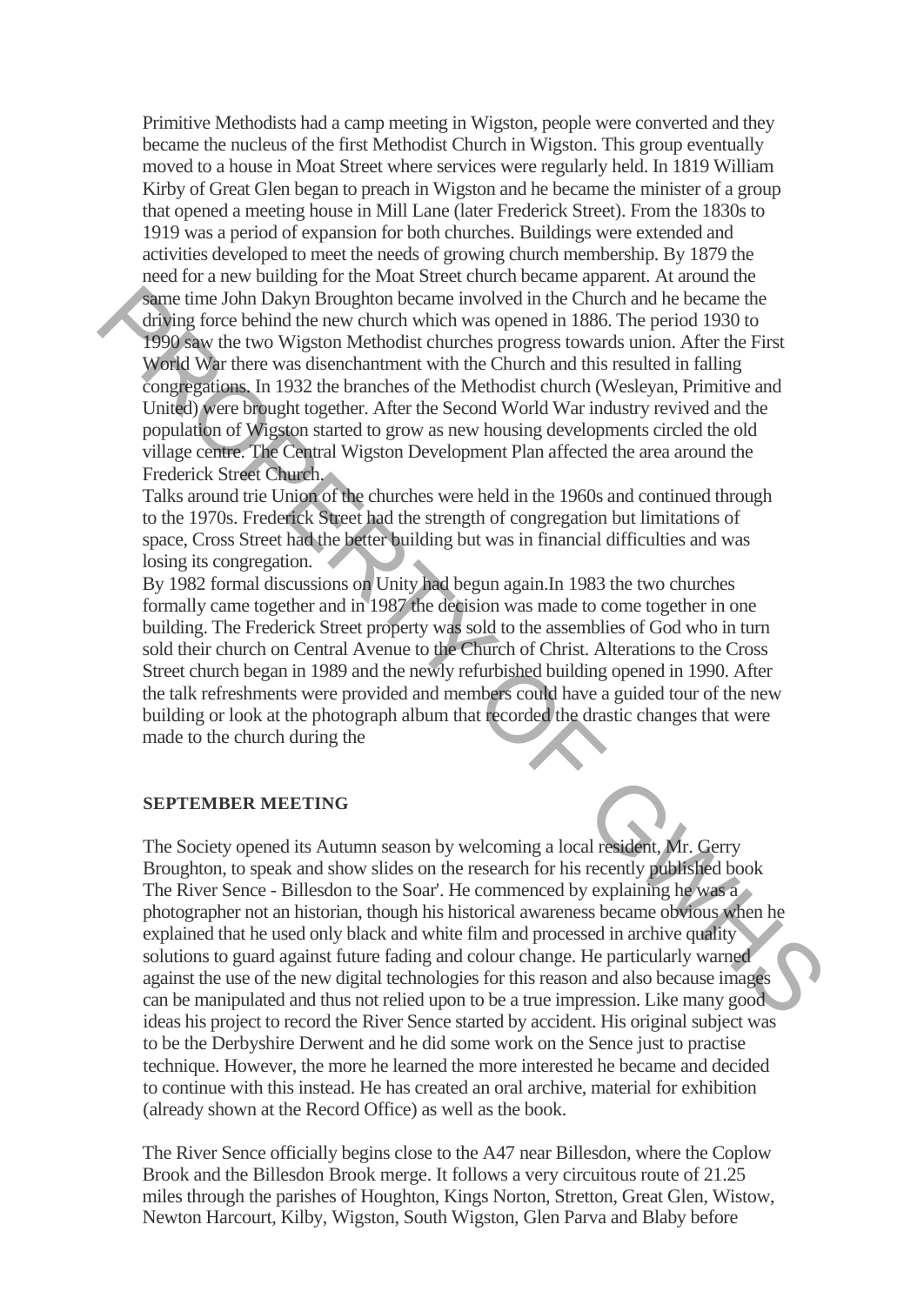Primitive Methodists had a camp meeting in Wigston, people were converted and they became the nucleus of the first Methodist Church in Wigston. This group eventually moved to a house in Moat Street where services were regularly held. In 1819 William Kirby of Great Glen began to preach in Wigston and he became the minister of a group that opened a meeting house in Mill Lane (later Frederick Street). From the 1830s to 1919 was a period of expansion for both churches. Buildings were extended and activities developed to meet the needs of growing church membership. By 1879 the need for a new building for the Moat Street church became apparent. At around the same time John Dakyn Broughton became involved in the Church and he became the driving force behind the new church which was opened in 1886. The period 1930 to 1990 saw the two Wigston Methodist churches progress towards union. After the First World War there was disenchantment with the Church and this resulted in falling congregations. In 1932 the branches of the Methodist church (Wesleyan, Primitive and United) were brought together. After the Second World War industry revived and the population of Wigston started to grow as new housing developments circled the old village centre. The Central Wigston Development Plan affected the area around the Frederick Street Church.
Talks around trie Union of the churches were held in the 1960s and continued through to the 1970s. Frederick Street had the strength of congregation but limitations of space, Cross Street had the better building but was in financial difficulties and was losing its congregation.
By 1982 formal discussions on Unity had begun again.In 1983 the two churches formally came together and in 1987 the decision was made to come together in one building. The Frederick Street property was sold to the assemblies of God who in turn sold their church on Central Avenue to the Church of Christ. Alterations to the Cross Street church began in 1989 and the newly refurbished building opened in 1990. After the talk refreshments were provided and members could have a guided tour of the new building or look at the photograph album that recorded the drastic changes that were made to the church during the

**SEPTEMBER MEETING**

The Society opened its Autumn season by welcoming a local resident, Mr. Gerry Broughton, to speak and show slides on the research for his recently published book The River Sence - Billesdon to the Soar'. He commenced by explaining he was a photographer not an historian, though his historical awareness became obvious when he explained that he used only black and white film and processed in archive quality solutions to guard against future fading and colour change. He particularly warned against the use of the new digital technologies for this reason and also because images can be manipulated and thus not relied upon to be a true impression. Like many good ideas his project to record the River Sence started by accident. His original subject was to be the Derbyshire Derwent and he did some work on the Sence just to practise technique. However, the more he learned the more interested he became and decided to continue with this instead. He has created an oral archive, material for exhibition (already shown at the Record Office) as well as the book.

The River Sence officially begins close to the A47 near Billesdon, where the Coplow Brook and the Billesdon Brook merge. It follows a very circuitous route of 21.25 miles through the parishes of Houghton, Kings Norton, Stretton, Great Glen, Wistow, Newton Harcourt, Kilby, Wigston, South Wigston, Glen Parva and Blaby before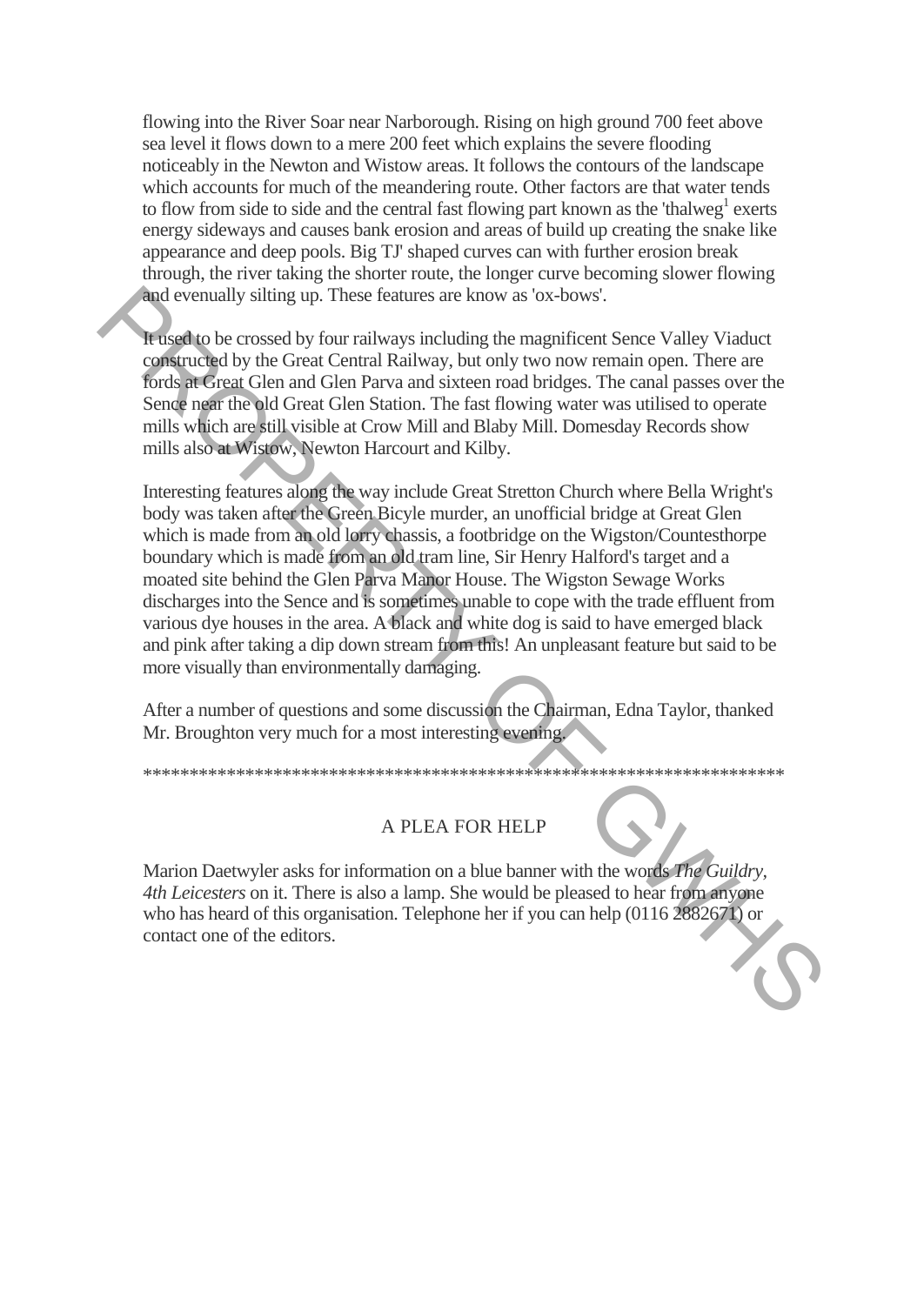flowing into the River Soar near Narborough. Rising on high ground 700 feet above sea level it flows down to a mere 200 feet which explains the severe flooding noticeably in the Newton and Wistow areas. It follows the contours of the landscape which accounts for much of the meandering route. Other factors are that water tends to flow from side to side and the central fast flowing part known as the 'thalweg[1] exerts energy sideways and causes bank erosion and areas of build up creating the snake like appearance and deep pools. Big TJ' shaped curves can with further erosion break through, the river taking the shorter route, the longer curve becoming slower flowing and evenually silting up. These features are know as 'ox-bows'.

It used to be crossed by four railways including the magnificent Sence Valley Viaduct constructed by the Great Central Railway, but only two now remain open. There are fords at Great Glen and Glen Parva and sixteen road bridges. The canal passes over the Sence near the old Great Glen Station. The fast flowing water was utilised to operate mills which are still visible at Crow Mill and Blaby Mill. Domesday Records show mills also at Wistow, Newton Harcourt and Kilby.

Interesting features along the way include Great Stretton Church where Bella Wright's body was taken after the Green Bicyle murder, an unofficial bridge at Great Glen which is made from an old lorry chassis, a footbridge on the Wigston/Countesthorpe boundary which is made from an old tram line, Sir Henry Halford's target and a moated site behind the Glen Parva Manor House. The Wigston Sewage Works discharges into the Sence and is sometimes unable to cope with the trade effluent from various dye houses in the area. A black and white dog is said to have emerged black and pink after taking a dip down stream from this! An unpleasant feature but said to be more visually than environmentally damaging.

After a number of questions and some discussion the Chairman, Edna Taylor, thanked Mr. Broughton very much for a most interesting evening.

\*\*\*\*\*\*\*\*\*\*\*\*\*\*\*\*\*\*\*\*\*\*\*\*\*\*\*\*\*\*\*\*\*\*\*\*\*\*\*\*\*\*\*\*\*\*\*\*\*\*\*\*\*\*\*\*\*\*\*\*\*\*\*\*\*\*\*\*\*\*\*\*

## A PLEA FOR HELP

Marion Daetwyler asks for information on a blue banner with the words *The Guildry, 4th Leicesters* on it. There is also a lamp. She would be pleased to hear from anyone who has heard of this organisation. Telephone her if you can help (0116 2882671) or contact one of the editors.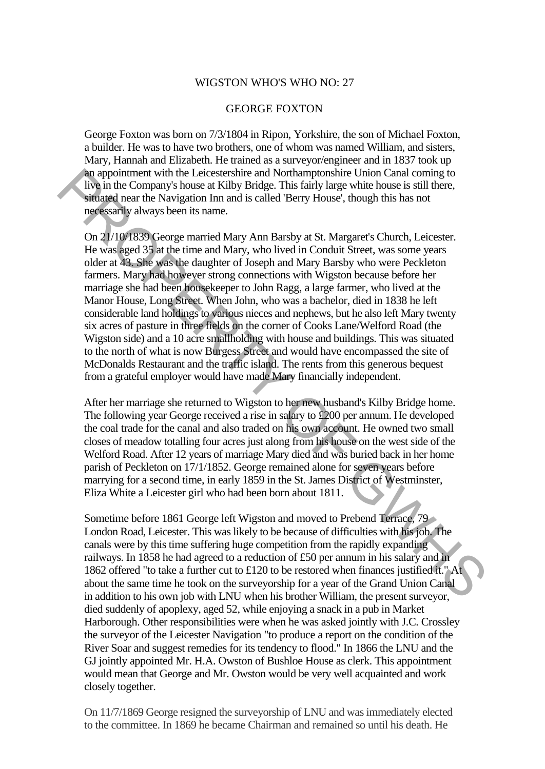# WIGSTON WHO'S WHO NO: 27

## GEORGE FOXTON

George Foxton was born on 7/3/1804 in Ripon, Yorkshire, the son of Michael Foxton, a builder. He was to have two brothers, one of whom was named William, and sisters, Mary, Hannah and Elizabeth. He trained as a surveyor/engineer and in 1837 took up an appointment with the Leicestershire and Northamptonshire Union Canal coming to live in the Company's house at Kilby Bridge. This fairly large white house is still there, situated near the Navigation Inn and is called 'Berry House', though this has not necessarily always been its name.

On 21/10/1839 George married Mary Ann Barsby at St. Margaret's Church, Leicester. He was aged 35 at the time and Mary, who lived in Conduit Street, was some years older at 43. She was the daughter of Joseph and Mary Barsby who were Peckleton farmers. Mary had however strong connections with Wigston because before her marriage she had been housekeeper to John Ragg, a large farmer, who lived at the Manor House, Long Street. When John, who was a bachelor, died in 1838 he left considerable land holdings to various nieces and nephews, but he also left Mary twenty six acres of pasture in three fields on the corner of Cooks Lane/Welford Road (the Wigston side) and a 10 acre smallholding with house and buildings. This was situated to the north of what is now Burgess Street and would have encompassed the site of McDonalds Restaurant and the traffic island. The rents from this generous bequest from a grateful employer would have made Mary financially independent.

After her marriage she returned to Wigston to her new husband's Kilby Bridge home. The following year George received a rise in salary to £200 per annum. He developed the coal trade for the canal and also traded on his own account. He owned two small closes of meadow totalling four acres just along from his house on the west side of the Welford Road. After 12 years of marriage Mary died and was buried back in her home parish of Peckleton on 17/1/1852. George remained alone for seven years before marrying for a second time, in early 1859 in the St. James District of Westminster, Eliza White a Leicester girl who had been born about 1811.

Sometime before 1861 George left Wigston and moved to Prebend Terrace, 79 London Road, Leicester. This was likely to be because of difficulties with his job. The canals were by this time suffering huge competition from the rapidly expanding railways. In 1858 he had agreed to a reduction of £50 per annum in his salary and in 1862 offered "to take a further cut to £120 to be restored when finances justified it." At about the same time he took on the surveyorship for a year of the Grand Union Canal in addition to his own job with LNU when his brother William, the present surveyor, died suddenly of apoplexy, aged 52, while enjoying a snack in a pub in Market Harborough. Other responsibilities were when he was asked jointly with J.C. Crossley the surveyor of the Leicester Navigation "to produce a report on the condition of the River Soar and suggest remedies for its tendency to flood." In 1866 the LNU and the GJ jointly appointed Mr. H.A. Owston of Bushloe House as clerk. This appointment would mean that George and Mr. Owston would be very well acquainted and work closely together.

On 11/7/1869 George resigned the surveyorship of LNU and was immediately elected to the committee. In 1869 he became Chairman and remained so until his death. He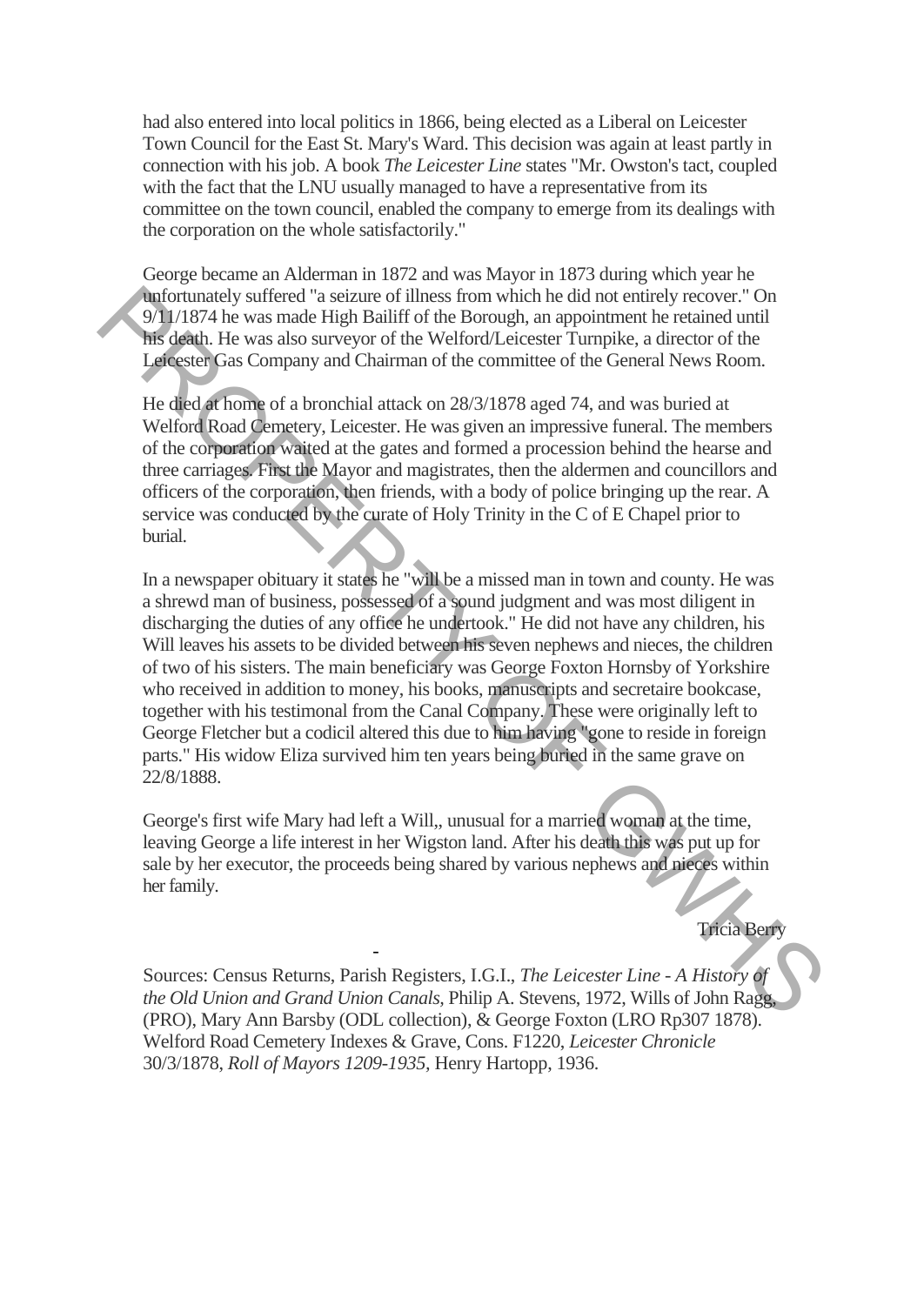had also entered into local politics in 1866, being elected as a Liberal on Leicester Town Council for the East St. Mary's Ward. This decision was again at least partly in connection with his job. A book *The Leicester Line* states "Mr. Owston's tact, coupled with the fact that the LNU usually managed to have a representative from its committee on the town council, enabled the company to emerge from its dealings with the corporation on the whole satisfactorily."

George became an Alderman in 1872 and was Mayor in 1873 during which year he unfortunately suffered "a seizure of illness from which he did not entirely recover." On 9/11/1874 he was made High Bailiff of the Borough, an appointment he retained until his death. He was also surveyor of the Welford/Leicester Turnpike, a director of the Leicester Gas Company and Chairman of the committee of the General News Room.

He died at home of a bronchial attack on 28/3/1878 aged 74, and was buried at Welford Road Cemetery, Leicester. He was given an impressive funeral. The members of the corporation waited at the gates and formed a procession behind the hearse and three carriages. First the Mayor and magistrates, then the aldermen and councillors and officers of the corporation, then friends, with a body of police bringing up the rear. A service was conducted by the curate of Holy Trinity in the C of E Chapel prior to burial.

In a newspaper obituary it states he "will be a missed man in town and county. He was a shrewd man of business, possessed of a sound judgment and was most diligent in discharging the duties of any office he undertook." He did not have any children, his Will leaves his assets to be divided between his seven nephews and nieces, the children of two of his sisters. The main beneficiary was George Foxton Hornsby of Yorkshire who received in addition to money, his books, manuscripts and secretaire bookcase, together with his testimonal from the Canal Company. These were originally left to George Fletcher but a codicil altered this due to him having "gone to reside in foreign parts." His widow Eliza survived him ten years being buried in the same grave on 22/8/1888.

George's first wife Mary had left a Will,, unusual for a married woman at the time, leaving George a life interest in her Wigston land. After his death this was put up for sale by her executor, the proceeds being shared by various nephews and nieces within her family.

Tricia Berry

Sources: Census Returns, Parish Registers, I.G.I., *The Leicester Line - A History of the Old Union and Grand Union Canals*, Philip A. Stevens, 1972, Wills of John Ragg, (PRO), Mary Ann Barsby (ODL collection), & George Foxton (LRO Rp307 1878). Welford Road Cemetery Indexes & Grave, Cons. F1220, *Leicester Chronicle* 30/3/1878, *Roll of Mayors 1209-1935*, Henry Hartopp, 1936.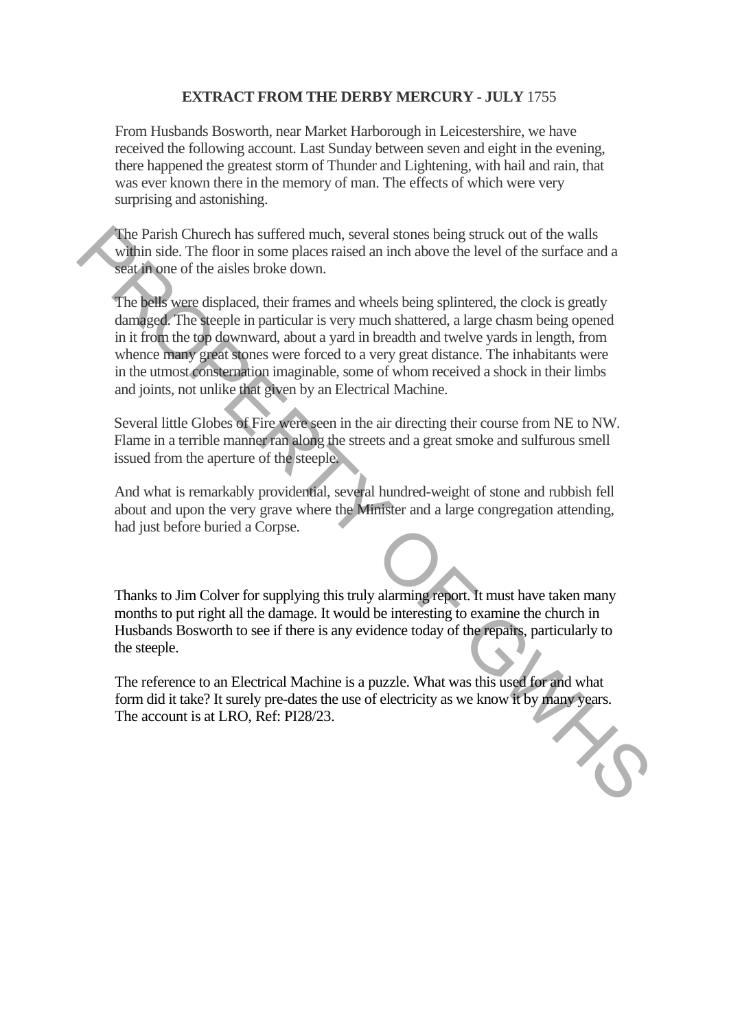**EXTRACT FROM THE DERBY MERCURY - JULY** 1755

From Husbands Bosworth, near Market Harborough in Leicestershire, we have received the following account. Last Sunday between seven and eight in the evening, there happened the greatest storm of Thunder and Lightening, with hail and rain, that was ever known there in the memory of man. The effects of which were very surprising and astonishing.

The Parish Church has suffered much, several stones being struck out of the walls within side. The floor in some places raised an inch above the level of the surface and a seat in one of the aisles broke down.

The bells were displaced, their frames and wheels being splintered, the clock is greatly damaged. The steeple in particular is very much shattered, a large chasm being opened in it from the top downward, about a yard in breadth and twelve yards in length, from whence many great stones were forced to a very great distance. The inhabitants were in the utmost consternation imaginable, some of whom received a shock in their limbs and joints, not unlike that given by an Electrical Machine.

Several little Globes of Fire were seen in the air directing their course from NE to NW. Flame in a terrible manner ran along the streets and a great smoke and sulfurous smell issued from the aperture of the steeple.

And what is remarkably providential, several hundred-weight of stone and rubbish fell about and upon the very grave where the Minister and a large congregation attending, had just before buried a Corpse.

Thanks to Jim Colver for supplying this truly alarming report. It must have taken many months to put right all the damage. It would be interesting to examine the church in Husbands Bosworth to see if there is any evidence today of the repairs, particularly to the steeple.

The reference to an Electrical Machine is a puzzle. What was this used for and what form did it take? It surely pre-dates the use of electricity as we know it by many years. The account is at LRO, Ref: PI28/23.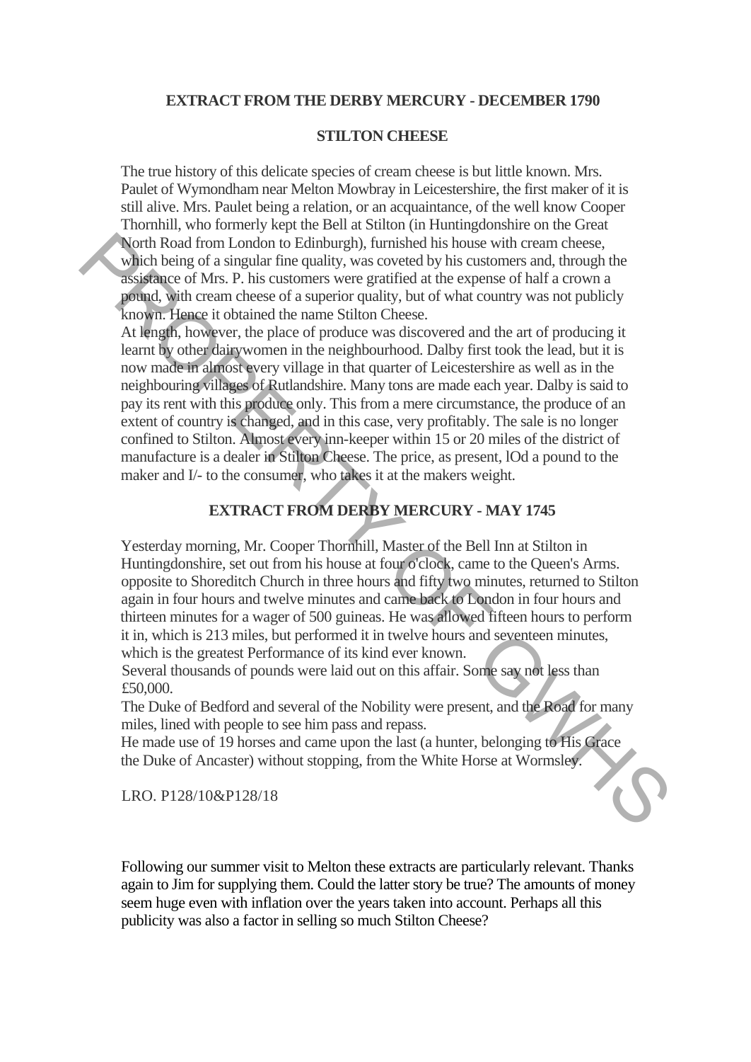## EXTRACT FROM THE DERBY MERCURY - DECEMBER 1790

### STILTON CHEESE

The true history of this delicate species of cream cheese is but little known. Mrs. Paulet of Wymondham near Melton Mowbray in Leicestershire, the first maker of it is still alive. Mrs. Paulet being a relation, or an acquaintance, of the well know Cooper Thornhill, who formerly kept the Bell at Stilton (in Huntingdonshire on the Great North Road from London to Edinburgh), furnished his house with cream cheese, which being of a singular fine quality, was coveted by his customers and, through the assistance of Mrs. P. his customers were gratified at the expense of half a crown a pound, with cream cheese of a superior quality, but of what country was not publicly known. Hence it obtained the name Stilton Cheese.

At length, however, the place of produce was discovered and the art of producing it learnt by other dairywomen in the neighbourhood. Dalby first took the lead, but it is now made in almost every village in that quarter of Leicestershire as well as in the neighbouring villages of Rutlandshire. Many tons are made each year. Dalby is said to pay its rent with this produce only. This from a mere circumstance, the produce of an extent of country is changed, and in this case, very profitably. The sale is no longer confined to Stilton. Almost every inn-keeper within 15 or 20 miles of the district of manufacture is a dealer in Stilton Cheese. The price, as present, lOd a pound to the maker and I/- to the consumer, who takes it at the makers weight.

## EXTRACT FROM DERBY MERCURY - MAY 1745

Yesterday morning, Mr. Cooper Thornhill, Master of the Bell Inn at Stilton in Huntingdonshire, set out from his house at four o'clock, came to the Queen's Arms. opposite to Shoreditch Church in three hours and fifty two minutes, returned to Stilton again in four hours and twelve minutes and came back to London in four hours and thirteen minutes for a wager of 500 guineas. He was allowed fifteen hours to perform it in, which is 213 miles, but performed it in twelve hours and seventeen minutes, which is the greatest Performance of its kind ever known.

Several thousands of pounds were laid out on this affair. Some say not less than £50,000.

The Duke of Bedford and several of the Nobility were present, and the Road for many miles, lined with people to see him pass and repass.

He made use of 19 horses and came upon the last (a hunter, belonging to His Grace the Duke of Ancaster) without stopping, from the White Horse at Wormsley.

LRO. P128/10&P128/18

Following our summer visit to Melton these extracts are particularly relevant. Thanks again to Jim for supplying them. Could the latter story be true? The amounts of money seem huge even with inflation over the years taken into account. Perhaps all this publicity was also a factor in selling so much Stilton Cheese?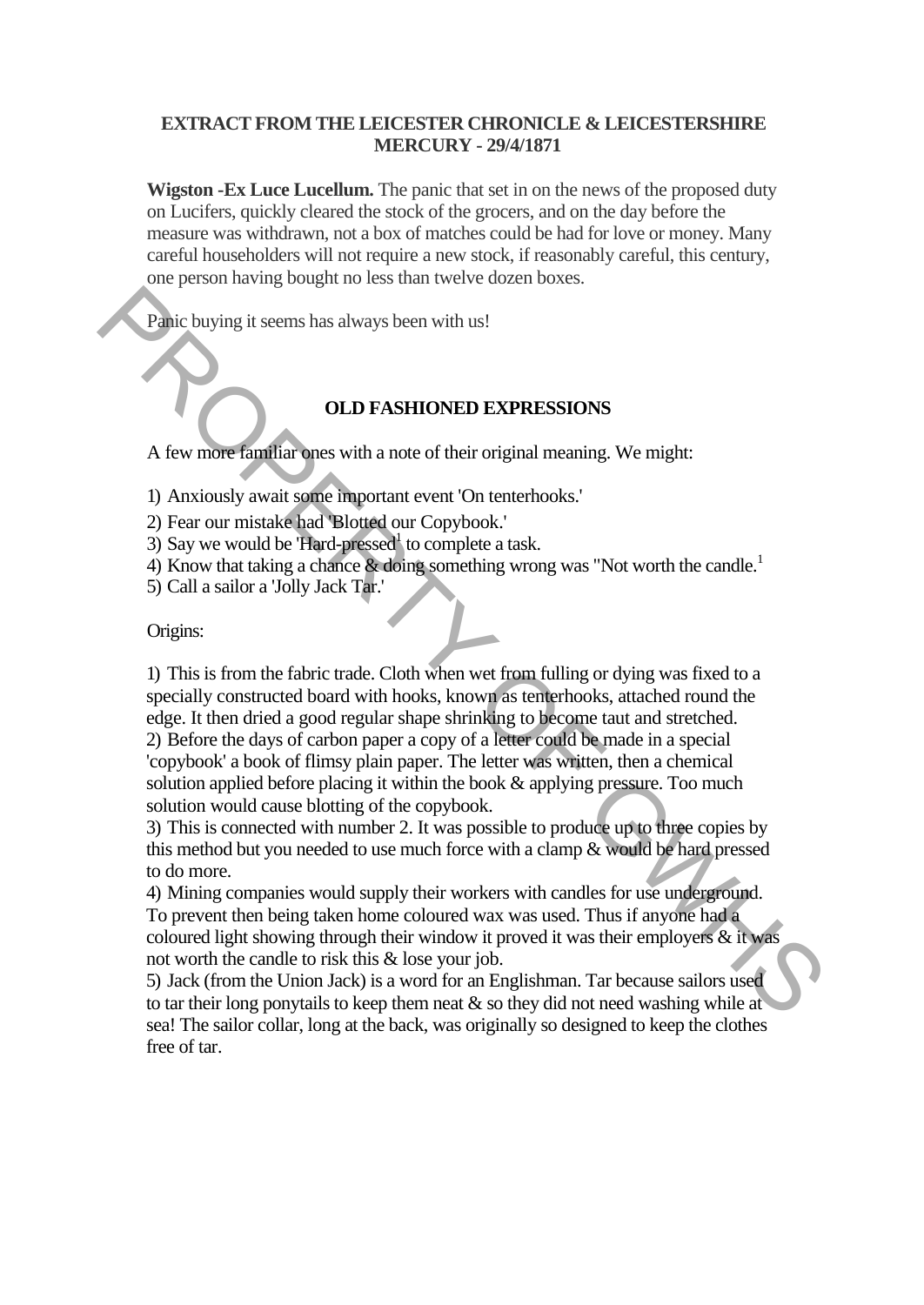**EXTRACT FROM THE LEICESTER CHRONICLE & LEICESTERSHIRE MERCURY - 29/4/1871**

**Wigston -Ex Luce Lucellum.** The panic that set in on the news of the proposed duty on Lucifers, quickly cleared the stock of the grocers, and on the day before the measure was withdrawn, not a box of matches could be had for love or money. Many careful householders will not require a new stock, if reasonably careful, this century, one person having bought no less than twelve dozen boxes.

Panic buying it seems has always been with us!

**OLD FASHIONED EXPRESSIONS**

A few more familiar ones with a note of their original meaning. We might:

1) Anxiously await some important event 'On tenterhooks.'
2) Fear our mistake had 'Blotted our Copybook.'
3) Say we would be 'Hard-pressed' to complete a task.
4) Know that taking a chance & doing something wrong was "Not worth the candle.[1]
5) Call a sailor a 'Jolly Jack Tar.'

Origins:

1) This is from the fabric trade. Cloth when wet from fulling or dying was fixed to a specially constructed board with hooks, known as tenterhooks, attached round the edge. It then dried a good regular shape shrinking to become taut and stretched.
2) Before the days of carbon paper a copy of a letter could be made in a special 'copybook' a book of flimsy plain paper. The letter was written, then a chemical solution applied before placing it within the book & applying pressure. Too much solution would cause blotting of the copybook.
3) This is connected with number 2. It was possible to produce up to three copies by this method but you needed to use much force with a clamp & would be hard pressed to do more.
4) Mining companies would supply their workers with candles for use underground. To prevent then being taken home coloured wax was used. Thus if anyone had a coloured light showing through their window it proved it was their employers & it was not worth the candle to risk this & lose your job.
5) Jack (from the Union Jack) is a word for an Englishman. Tar because sailors used to tar their long ponytails to keep them neat & so they did not need washing while at sea! The sailor collar, long at the back, was originally so designed to keep the clothes free of tar.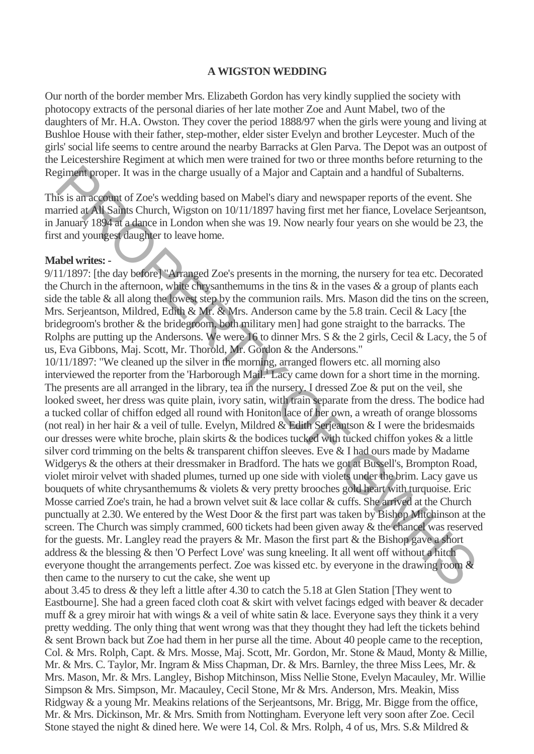**A WIGSTON WEDDING**

Our north of the border member Mrs. Elizabeth Gordon has very kindly supplied the society with photocopy extracts of the personal diaries of her late mother Zoe and Aunt Mabel, two of the daughters of Mr. H.A. Owston. They cover the period 1888/97 when the girls were young and living at Bushloe House with their father, step-mother, elder sister Evelyn and brother Leycester. Much of the girls' social life seems to centre around the nearby Barracks at Glen Parva. The Depot was an outpost of the Leicestershire Regiment at which men were trained for two or three months before returning to the Regiment proper. It was in the charge usually of a Major and Captain and a handful of Subalterns.

This is an account of Zoe's wedding based on Mabel's diary and newspaper reports of the event. She married at All Saints Church, Wigston on 10/11/1897 having first met her fiance, Lovelace Serjeantson, in January 1894 at a dance in London when she was 19. Now nearly four years on she would be 23, the first and youngest daughter to leave home.

**Mabel writes: -**

9/11/1897: [the day before] "Arranged Zoe's presents in the morning, the nursery for tea etc. Decorated the Church in the afternoon, white chrysanthemums in the tins & in the vases & a group of plants each side the table & all along the lowest step by the communion rails. Mrs. Mason did the tins on the screen, Mrs. Serjeantson, Mildred, Edith & Mr. & Mrs. Anderson came by the 5.8 train. Cecil & Lacy [the bridegroom's brother & the bridegroom, both military men] had gone straight to the barracks. The Rolphs are putting up the Andersons. We were 16 to dinner Mrs. S & the 2 girls, Cecil & Lacy, the 5 of us, Eva Gibbons, Maj. Scott, Mr. Thorold, Mr. Gordon & the Andersons."

10/11/1897: "We cleaned up the silver in the morning, arranged flowers etc. all morning also interviewed the reporter from the 'Harborough Mail.' Lacy came down for a short time in the morning. The presents are all arranged in the library, tea in the nursery. I dressed Zoe & put on the veil, she looked sweet, her dress was quite plain, ivory satin, with train separate from the dress. The bodice had a tucked collar of chiffon edged all round with Honiton lace of her own, a wreath of orange blossoms (not real) in her hair & a veil of tulle. Evelyn, Mildred & Edith Serjeantson & I were the bridesmaids our dresses were white broche, plain skirts & the bodices tucked with tucked chiffon yokes & a little silver cord trimming on the belts & transparent chiffon sleeves. Eve & I had ours made by Madame Widgerys & the others at their dressmaker in Bradford. The hats we got at Bussell's, Brompton Road, violet miroir velvet with shaded plumes, turned up one side with violets under the brim. Lacy gave us bouquets of white chrysanthemums & violets & very pretty brooches gold heart with turquoise. Eric Mosse carried Zoe's train, he had a brown velvet suit & lace collar & cuffs. She arrived at the Church punctually at 2.30. We entered by the West Door & the first part was taken by Bishop Mitchinson at the screen. The Church was simply crammed, 600 tickets had been given away & the chancel was reserved for the guests. Mr. Langley read the prayers & Mr. Mason the first part & the Bishop gave a short address & the blessing & then 'O Perfect Love' was sung kneeling. It all went off without a hitch everyone thought the arrangements perfect. Zoe was kissed etc. by everyone in the drawing room & then came to the nursery to cut the cake, she went up about 3.45 to dress & they left a little after 4.30 to catch the 5.18 at Glen Station [They went to Eastbourne]. She had a green faced cloth coat & skirt with velvet facings edged with beaver & decader muff & a grey miroir hat with wings & a veil of white satin & lace. Everyone says they think it a very pretty wedding. The only thing that went wrong was that they thought they had left the tickets behind & sent Brown back but Zoe had them in her purse all the time. About 40 people came to the reception, Col. & Mrs. Rolph, Capt. & Mrs. Mosse, Maj. Scott, Mr. Gordon, Mr. Stone & Maud, Monty & Millie, Mr. & Mrs. C. Taylor, Mr. Ingram & Miss Chapman, Dr. & Mrs. Barnley, the three Miss Lees, Mr. & Mrs. Mason, Mr. & Mrs. Langley, Bishop Mitchinson, Miss Nellie Stone, Evelyn Macauley, Mr. Willie Simpson & Mrs. Simpson, Mr. Macauley, Cecil Stone, Mr & Mrs. Anderson, Mrs. Meakin, Miss Ridgway & a young Mr. Meakins relations of the Serjeantsons, Mr. Brigg, Mr. Bigge from the office, Mr. & Mrs. Dickinson, Mr. & Mrs. Smith from Nottingham. Everyone left very soon after Zoe. Cecil Stone stayed the night & dined here. We were 14, Col. & Mrs. Rolph, 4 of us, Mrs. S.& Mildred &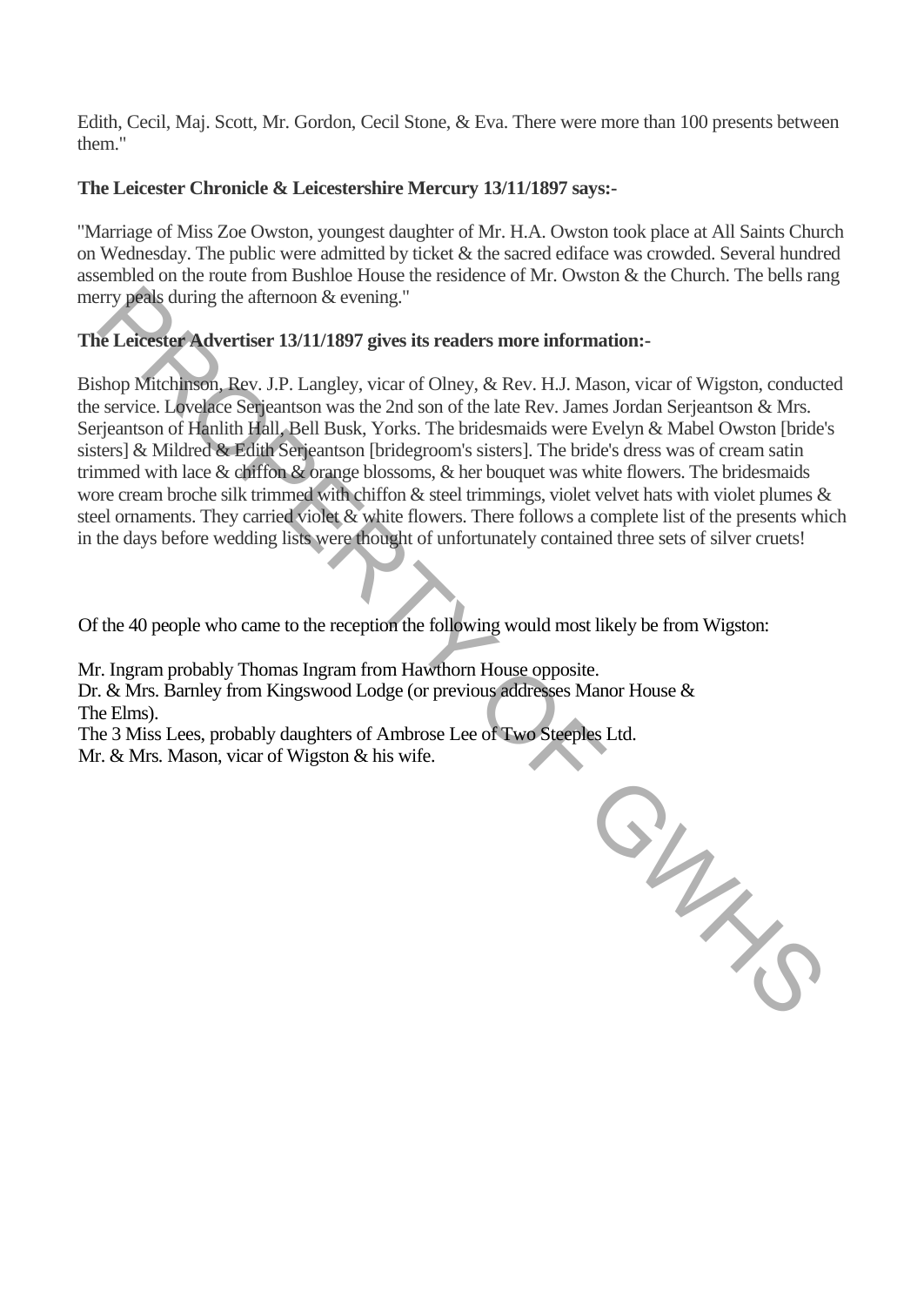Edith, Cecil, Maj. Scott, Mr. Gordon, Cecil Stone, & Eva. There were more than 100 presents between them."

**The Leicester Chronicle & Leicestershire Mercury 13/11/1897 says:-**

"Marriage of Miss Zoe Owston, youngest daughter of Mr. H.A. Owston took place at All Saints Church on Wednesday. The public were admitted by ticket & the sacred ediface was crowded. Several hundred assembled on the route from Bushloe House the residence of Mr. Owston & the Church. The bells rang merry peals during the afternoon & evening."

**The Leicester Advertiser 13/11/1897 gives its readers more information:-**

Bishop Mitchinson, Rev. J.P. Langley, vicar of Olney, & Rev. H.J. Mason, vicar of Wigston, conducted the service. Lovelace Serjeantson was the 2nd son of the late Rev. James Jordan Serjeantson & Mrs. Serjeantson of Hanlith Hall, Bell Busk, Yorks. The bridesmaids were Evelyn & Mabel Owston [bride's sisters] & Mildred & Edith Serjeantson [bridegroom's sisters]. The bride's dress was of cream satin trimmed with lace & chiffon & orange blossoms, & her bouquet was white flowers. The bridesmaids wore cream broche silk trimmed with chiffon & steel trimmings, violet velvet hats with violet plumes & steel ornaments. They carried violet & white flowers. There follows a complete list of the presents which in the days before wedding lists were thought of unfortunately contained three sets of silver cruets!

Of the 40 people who came to the reception the following would most likely be from Wigston:

Mr. Ingram probably Thomas Ingram from Hawthorn House opposite.
Dr. & Mrs. Barnley from Kingswood Lodge (or previous addresses Manor House & The Elms).
The 3 Miss Lees, probably daughters of Ambrose Lee of Two Steeples Ltd.
Mr. & Mrs. Mason, vicar of Wigston & his wife.